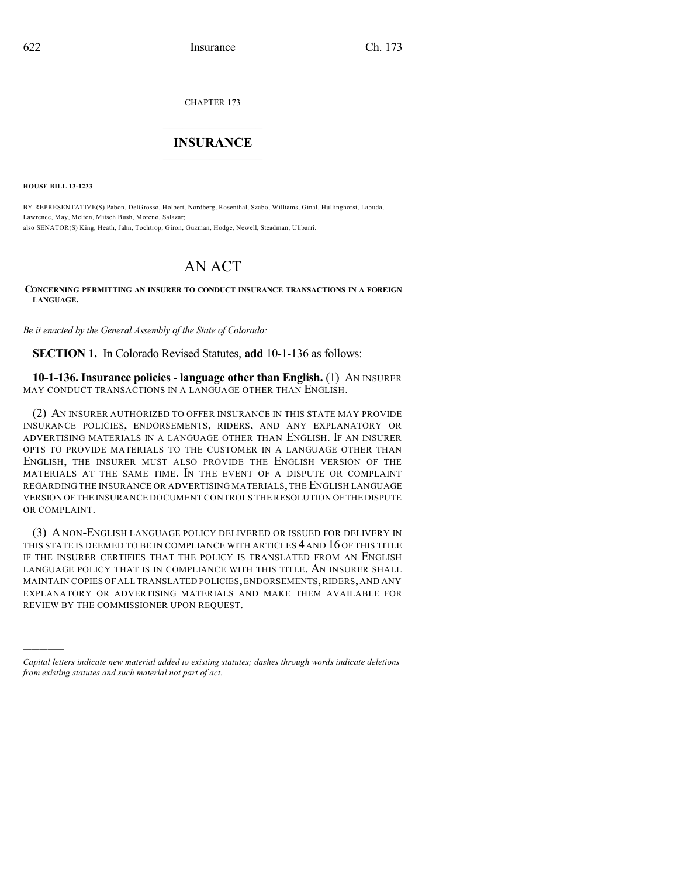CHAPTER 173

# INSURANCE

**HOUSE BILL 13-1233**

BY REPRESENTATIVE(S) Pabon, DelGrosso, Holbert, Nordberg, Rosenthal, Szabo, Williams, Ginal, Hullinghorst, Labuda, Lawrence, May, Melton, Mitsch Bush, Moreno, Salazar;
also SENATOR(S) King, Heath, Jahn, Tochtrop, Giron, Guzman, Hodge, Newell, Steadman, Ulibarri.

# AN ACT

**CONCERNING PERMITTING AN INSURER TO CONDUCT INSURANCE TRANSACTIONS IN A FOREIGN LANGUAGE.**

*Be it enacted by the General Assembly of the State of Colorado:*

**SECTION 1.** In Colorado Revised Statutes, **add** 10-1-136 as follows:

**10-1-136. Insurance policies - language other than English.** (1) AN INSURER MAY CONDUCT TRANSACTIONS IN A LANGUAGE OTHER THAN ENGLISH.

(2) AN INSURER AUTHORIZED TO OFFER INSURANCE IN THIS STATE MAY PROVIDE INSURANCE POLICIES, ENDORSEMENTS, RIDERS, AND ANY EXPLANATORY OR ADVERTISING MATERIALS IN A LANGUAGE OTHER THAN ENGLISH. IF AN INSURER OPTS TO PROVIDE MATERIALS TO THE CUSTOMER IN A LANGUAGE OTHER THAN ENGLISH, THE INSURER MUST ALSO PROVIDE THE ENGLISH VERSION OF THE MATERIALS AT THE SAME TIME. IN THE EVENT OF A DISPUTE OR COMPLAINT REGARDING THE INSURANCE OR ADVERTISING MATERIALS, THE ENGLISH LANGUAGE VERSION OF THE INSURANCE DOCUMENT CONTROLS THE RESOLUTION OF THE DISPUTE OR COMPLAINT.

(3) A NON-ENGLISH LANGUAGE POLICY DELIVERED OR ISSUED FOR DELIVERY IN THIS STATE IS DEEMED TO BE IN COMPLIANCE WITH ARTICLES 4 AND 16 OF THIS TITLE IF THE INSURER CERTIFIES THAT THE POLICY IS TRANSLATED FROM AN ENGLISH LANGUAGE POLICY THAT IS IN COMPLIANCE WITH THIS TITLE. AN INSURER SHALL MAINTAIN COPIES OF ALL TRANSLATED POLICIES, ENDORSEMENTS, RIDERS, AND ANY EXPLANATORY OR ADVERTISING MATERIALS AND MAKE THEM AVAILABLE FOR REVIEW BY THE COMMISSIONER UPON REQUEST.

---

*Capital letters indicate new material added to existing statutes; dashes through words indicate deletions from existing statutes and such material not part of act.*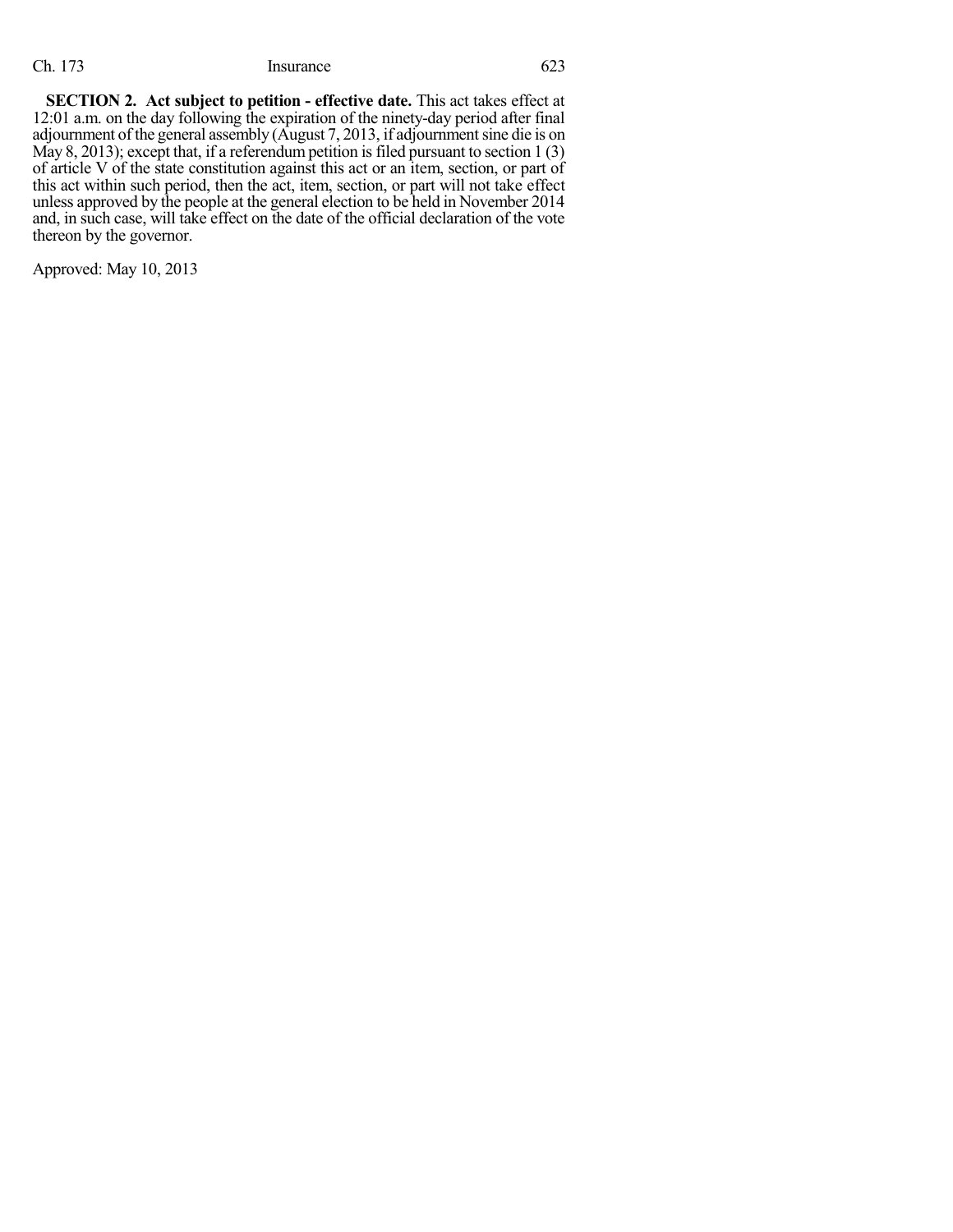**SECTION 2. Act subject to petition - effective date.** This act takes effect at 12:01 a.m. on the day following the expiration of the ninety-day period after final adjournment of the general assembly (August 7, 2013, if adjournment sine die is on May 8, 2013); except that, if a referendum petition is filed pursuant to section 1 (3) of article V of the state constitution against this act or an item, section, or part of this act within such period, then the act, item, section, or part will not take effect unless approved by the people at the general election to be held in November 2014 and, in such case, will take effect on the date of the official declaration of the vote thereon by the governor.

Approved: May 10, 2013